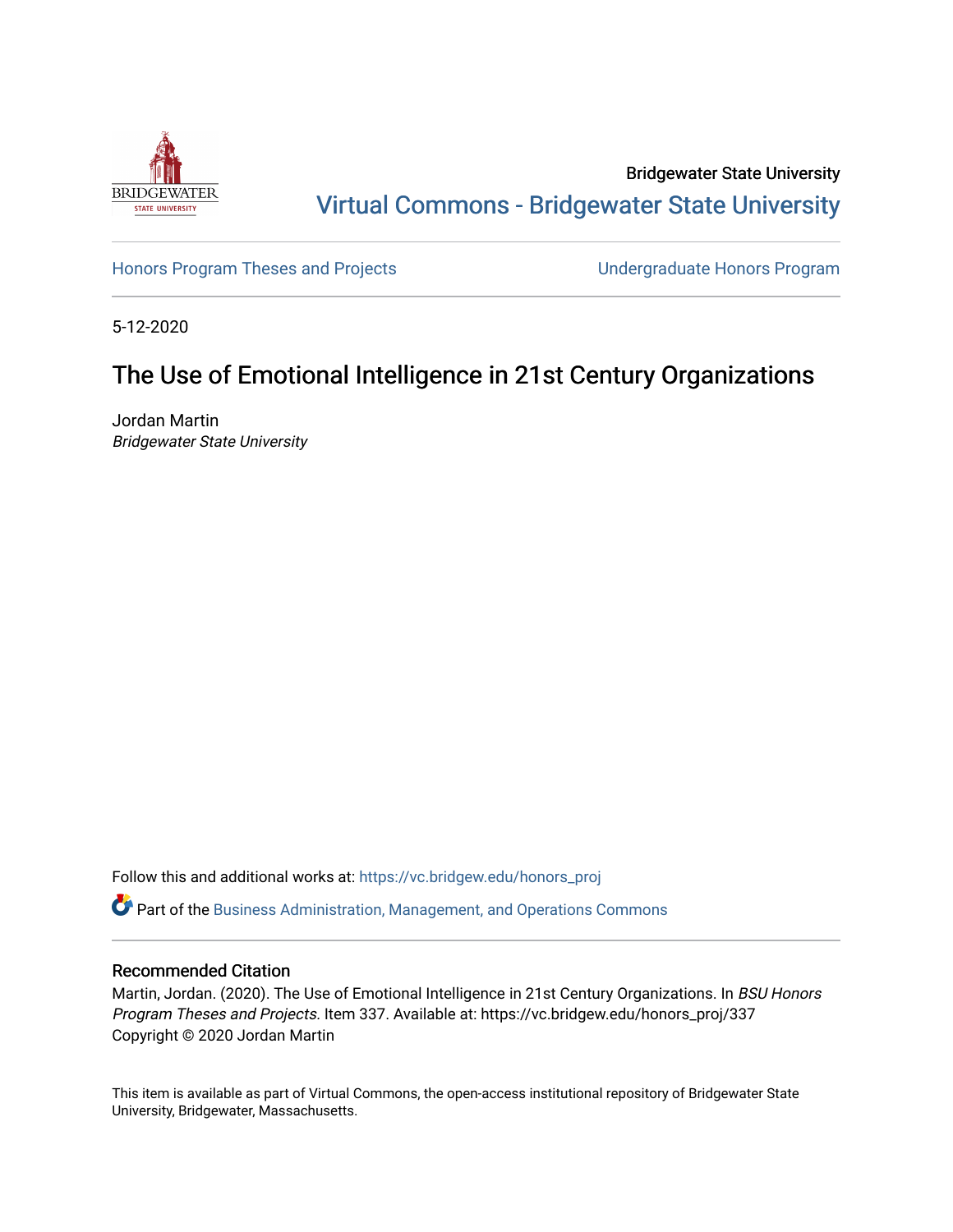Bridgewater State University

Virtual Commons - Bridgewater State University

Honors Program Theses and Projects

Undergraduate Honors Program

5-12-2020

# The Use of Emotional Intelligence in 21st Century Organizations

Jordan Martin
*Bridgewater State University*

Follow this and additional works at: https://vc.bridgew.edu/honors_proj

Part of the Business Administration, Management, and Operations Commons

## Recommended Citation

Martin, Jordan. (2020). The Use of Emotional Intelligence in 21st Century Organizations. In *BSU Honors Program Theses and Projects.* Item 337. Available at: https://vc.bridgew.edu/honors_proj/337
Copyright © 2020 Jordan Martin

This item is available as part of Virtual Commons, the open-access institutional repository of Bridgewater State University, Bridgewater, Massachusetts.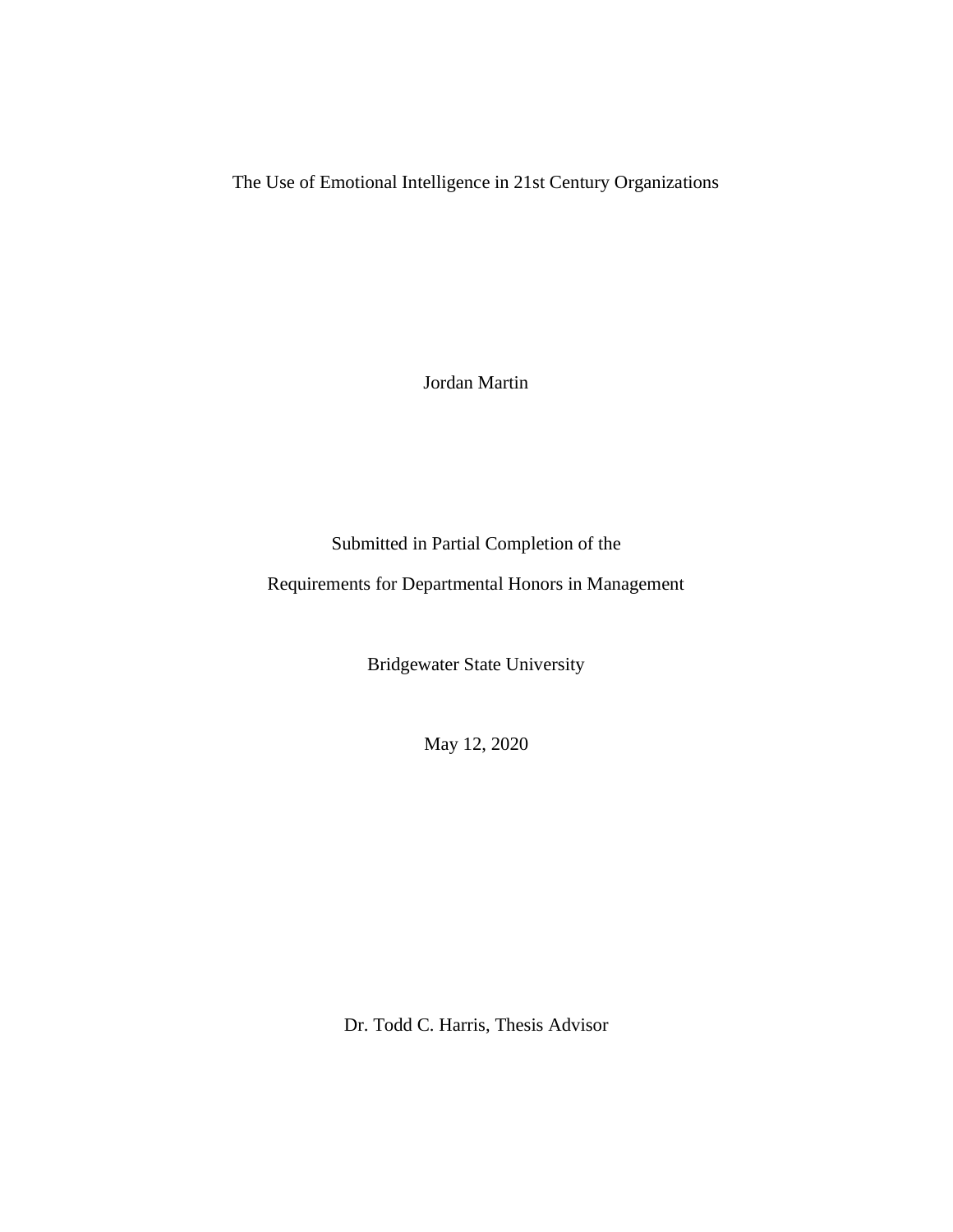# The Use of Emotional Intelligence in 21st Century Organizations

Jordan Martin

Submitted in Partial Completion of the

Requirements for Departmental Honors in Management

Bridgewater State University

May 12, 2020

Dr. Todd C. Harris, Thesis Advisor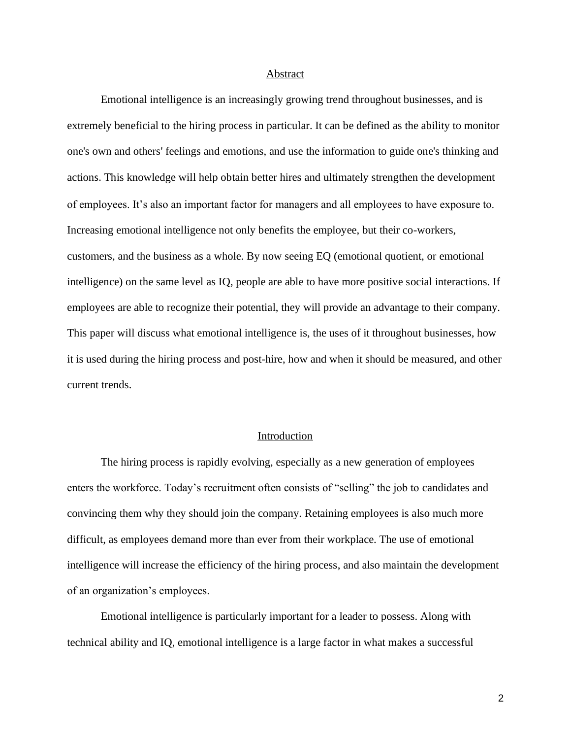## Abstract

Emotional intelligence is an increasingly growing trend throughout businesses, and is extremely beneficial to the hiring process in particular. It can be defined as the ability to monitor one's own and others' feelings and emotions, and use the information to guide one's thinking and actions. This knowledge will help obtain better hires and ultimately strengthen the development of employees. It's also an important factor for managers and all employees to have exposure to. Increasing emotional intelligence not only benefits the employee, but their co-workers, customers, and the business as a whole. By now seeing EQ (emotional quotient, or emotional intelligence) on the same level as IQ, people are able to have more positive social interactions. If employees are able to recognize their potential, they will provide an advantage to their company. This paper will discuss what emotional intelligence is, the uses of it throughout businesses, how it is used during the hiring process and post-hire, how and when it should be measured, and other current trends.

## Introduction

The hiring process is rapidly evolving, especially as a new generation of employees enters the workforce. Today's recruitment often consists of "selling" the job to candidates and convincing them why they should join the company. Retaining employees is also much more difficult, as employees demand more than ever from their workplace. The use of emotional intelligence will increase the efficiency of the hiring process, and also maintain the development of an organization's employees.

Emotional intelligence is particularly important for a leader to possess. Along with technical ability and IQ, emotional intelligence is a large factor in what makes a successful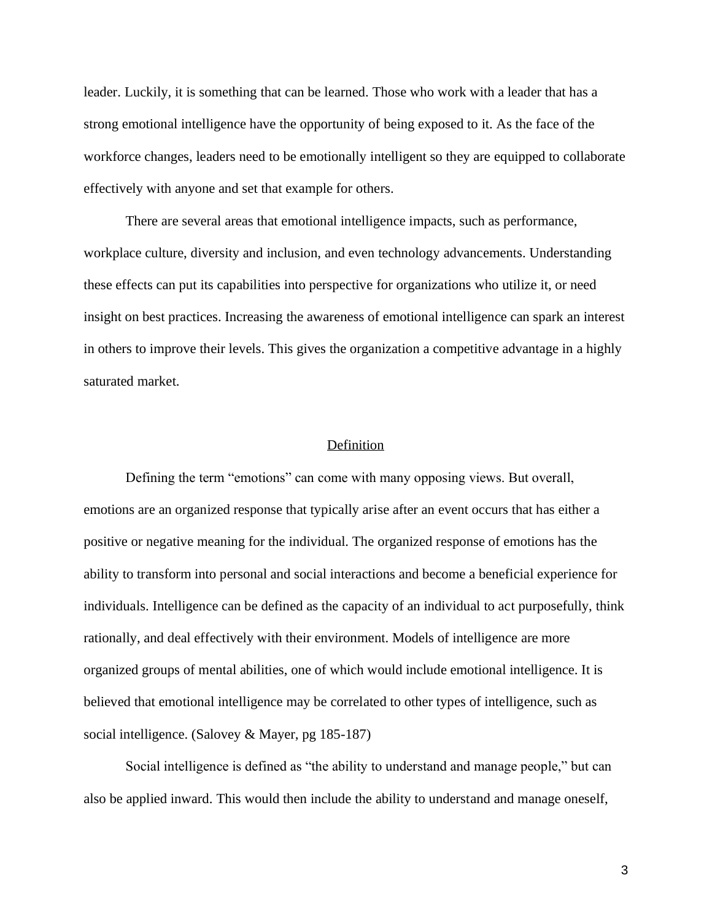leader. Luckily, it is something that can be learned. Those who work with a leader that has a strong emotional intelligence have the opportunity of being exposed to it. As the face of the workforce changes, leaders need to be emotionally intelligent so they are equipped to collaborate effectively with anyone and set that example for others.

There are several areas that emotional intelligence impacts, such as performance, workplace culture, diversity and inclusion, and even technology advancements. Understanding these effects can put its capabilities into perspective for organizations who utilize it, or need insight on best practices. Increasing the awareness of emotional intelligence can spark an interest in others to improve their levels. This gives the organization a competitive advantage in a highly saturated market.

## Definition

Defining the term "emotions" can come with many opposing views. But overall, emotions are an organized response that typically arise after an event occurs that has either a positive or negative meaning for the individual. The organized response of emotions has the ability to transform into personal and social interactions and become a beneficial experience for individuals. Intelligence can be defined as the capacity of an individual to act purposefully, think rationally, and deal effectively with their environment. Models of intelligence are more organized groups of mental abilities, one of which would include emotional intelligence. It is believed that emotional intelligence may be correlated to other types of intelligence, such as social intelligence. (Salovey & Mayer, pg 185-187)

Social intelligence is defined as "the ability to understand and manage people," but can also be applied inward. This would then include the ability to understand and manage oneself,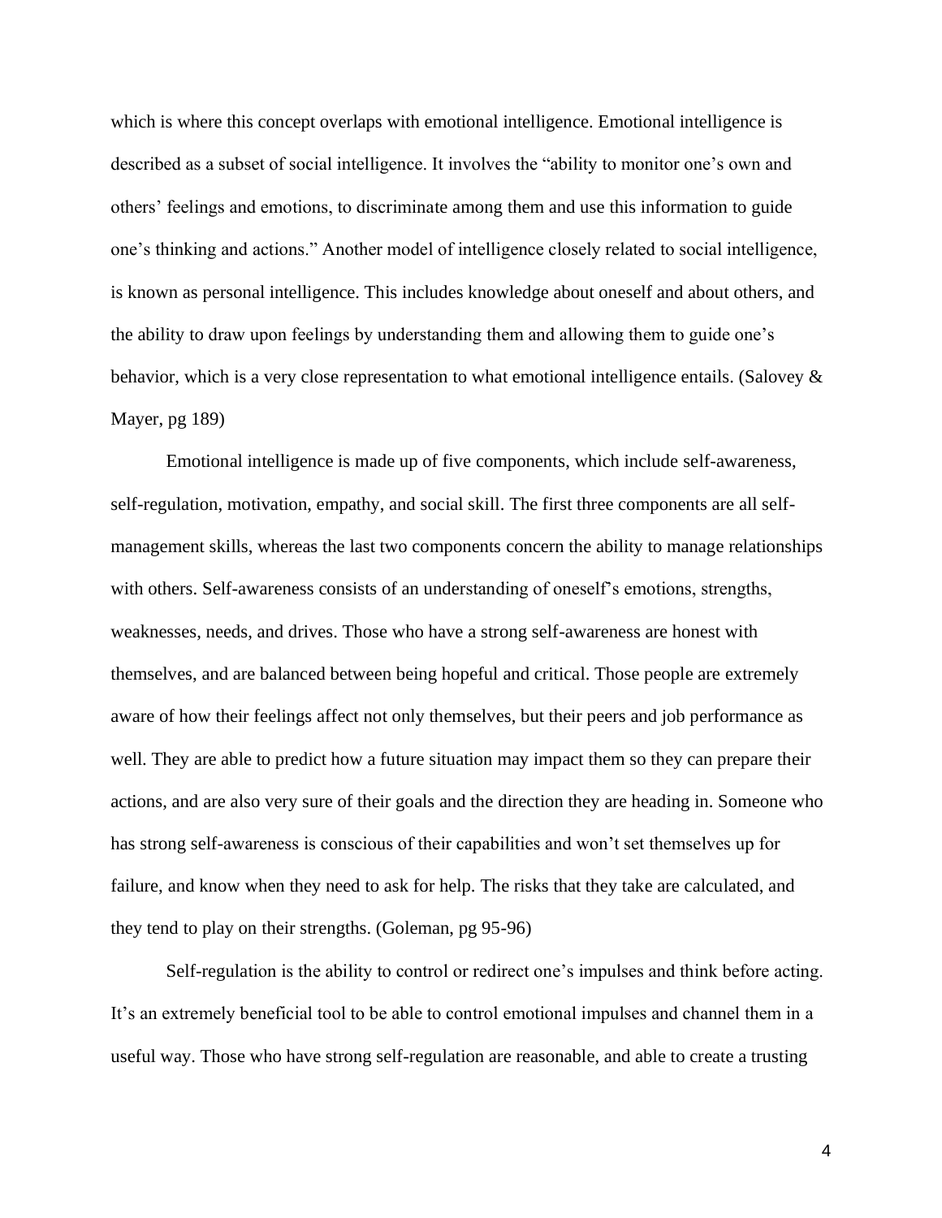which is where this concept overlaps with emotional intelligence. Emotional intelligence is described as a subset of social intelligence. It involves the "ability to monitor one's own and others' feelings and emotions, to discriminate among them and use this information to guide one's thinking and actions." Another model of intelligence closely related to social intelligence, is known as personal intelligence. This includes knowledge about oneself and about others, and the ability to draw upon feelings by understanding them and allowing them to guide one's behavior, which is a very close representation to what emotional intelligence entails. (Salovey & Mayer, pg 189)

Emotional intelligence is made up of five components, which include self-awareness, self-regulation, motivation, empathy, and social skill. The first three components are all self-management skills, whereas the last two components concern the ability to manage relationships with others. Self-awareness consists of an understanding of oneself's emotions, strengths, weaknesses, needs, and drives. Those who have a strong self-awareness are honest with themselves, and are balanced between being hopeful and critical. Those people are extremely aware of how their feelings affect not only themselves, but their peers and job performance as well. They are able to predict how a future situation may impact them so they can prepare their actions, and are also very sure of their goals and the direction they are heading in. Someone who has strong self-awareness is conscious of their capabilities and won't set themselves up for failure, and know when they need to ask for help. The risks that they take are calculated, and they tend to play on their strengths. (Goleman, pg 95-96)

Self-regulation is the ability to control or redirect one's impulses and think before acting. It's an extremely beneficial tool to be able to control emotional impulses and channel them in a useful way. Those who have strong self-regulation are reasonable, and able to create a trusting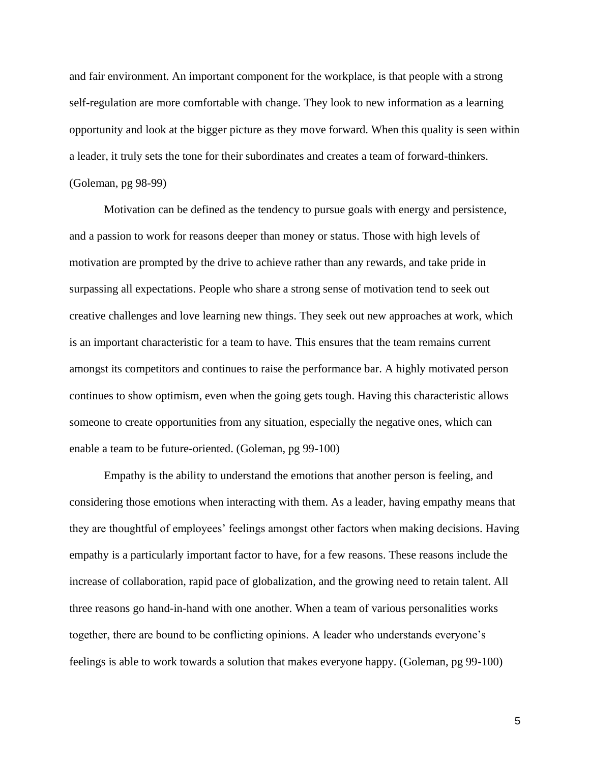and fair environment. An important component for the workplace, is that people with a strong self-regulation are more comfortable with change. They look to new information as a learning opportunity and look at the bigger picture as they move forward. When this quality is seen within a leader, it truly sets the tone for their subordinates and creates a team of forward-thinkers. (Goleman, pg 98-99)

Motivation can be defined as the tendency to pursue goals with energy and persistence, and a passion to work for reasons deeper than money or status. Those with high levels of motivation are prompted by the drive to achieve rather than any rewards, and take pride in surpassing all expectations. People who share a strong sense of motivation tend to seek out creative challenges and love learning new things. They seek out new approaches at work, which is an important characteristic for a team to have. This ensures that the team remains current amongst its competitors and continues to raise the performance bar. A highly motivated person continues to show optimism, even when the going gets tough. Having this characteristic allows someone to create opportunities from any situation, especially the negative ones, which can enable a team to be future-oriented. (Goleman, pg 99-100)

Empathy is the ability to understand the emotions that another person is feeling, and considering those emotions when interacting with them. As a leader, having empathy means that they are thoughtful of employees' feelings amongst other factors when making decisions. Having empathy is a particularly important factor to have, for a few reasons. These reasons include the increase of collaboration, rapid pace of globalization, and the growing need to retain talent. All three reasons go hand-in-hand with one another. When a team of various personalities works together, there are bound to be conflicting opinions. A leader who understands everyone's feelings is able to work towards a solution that makes everyone happy. (Goleman, pg 99-100)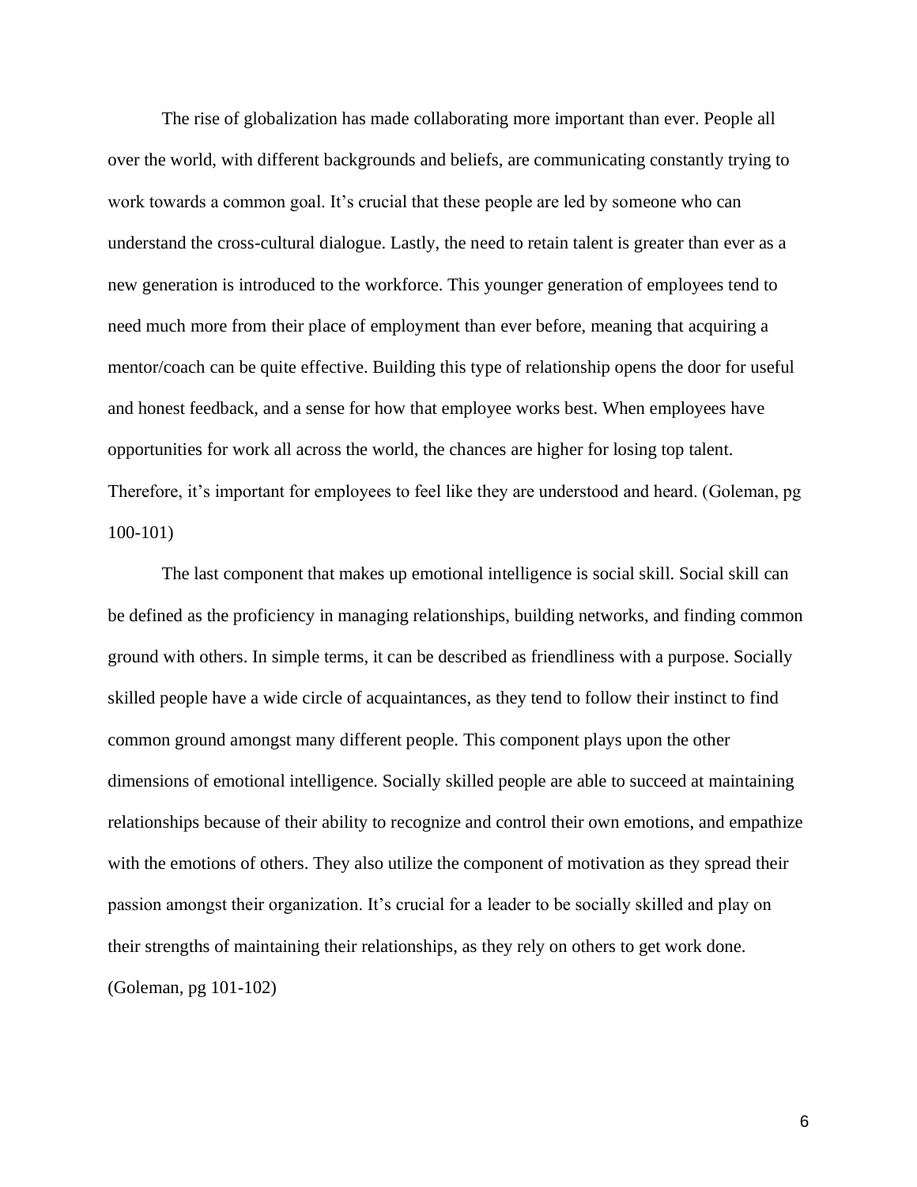The rise of globalization has made collaborating more important than ever. People all over the world, with different backgrounds and beliefs, are communicating constantly trying to work towards a common goal. It's crucial that these people are led by someone who can understand the cross-cultural dialogue. Lastly, the need to retain talent is greater than ever as a new generation is introduced to the workforce. This younger generation of employees tend to need much more from their place of employment than ever before, meaning that acquiring a mentor/coach can be quite effective. Building this type of relationship opens the door for useful and honest feedback, and a sense for how that employee works best. When employees have opportunities for work all across the world, the chances are higher for losing top talent. Therefore, it's important for employees to feel like they are understood and heard. (Goleman, pg 100-101)

The last component that makes up emotional intelligence is social skill. Social skill can be defined as the proficiency in managing relationships, building networks, and finding common ground with others. In simple terms, it can be described as friendliness with a purpose. Socially skilled people have a wide circle of acquaintances, as they tend to follow their instinct to find common ground amongst many different people. This component plays upon the other dimensions of emotional intelligence. Socially skilled people are able to succeed at maintaining relationships because of their ability to recognize and control their own emotions, and empathize with the emotions of others. They also utilize the component of motivation as they spread their passion amongst their organization. It's crucial for a leader to be socially skilled and play on their strengths of maintaining their relationships, as they rely on others to get work done. (Goleman, pg 101-102)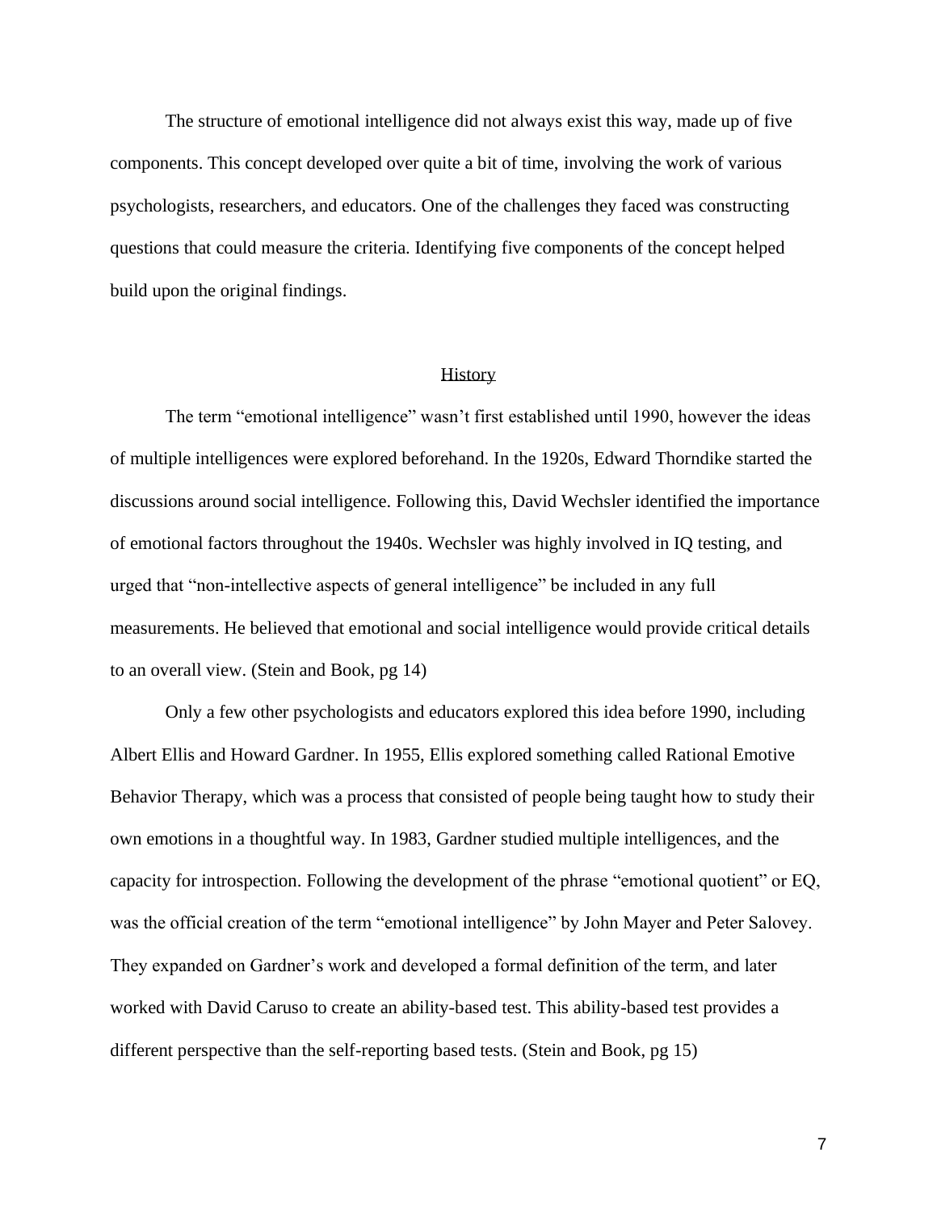The structure of emotional intelligence did not always exist this way, made up of five components. This concept developed over quite a bit of time, involving the work of various psychologists, researchers, and educators. One of the challenges they faced was constructing questions that could measure the criteria. Identifying five components of the concept helped build upon the original findings.

## History

The term "emotional intelligence" wasn't first established until 1990, however the ideas of multiple intelligences were explored beforehand. In the 1920s, Edward Thorndike started the discussions around social intelligence. Following this, David Wechsler identified the importance of emotional factors throughout the 1940s. Wechsler was highly involved in IQ testing, and urged that "non-intellective aspects of general intelligence" be included in any full measurements. He believed that emotional and social intelligence would provide critical details to an overall view. (Stein and Book, pg 14)

Only a few other psychologists and educators explored this idea before 1990, including Albert Ellis and Howard Gardner. In 1955, Ellis explored something called Rational Emotive Behavior Therapy, which was a process that consisted of people being taught how to study their own emotions in a thoughtful way. In 1983, Gardner studied multiple intelligences, and the capacity for introspection. Following the development of the phrase "emotional quotient" or EQ, was the official creation of the term "emotional intelligence" by John Mayer and Peter Salovey. They expanded on Gardner's work and developed a formal definition of the term, and later worked with David Caruso to create an ability-based test. This ability-based test provides a different perspective than the self-reporting based tests. (Stein and Book, pg 15)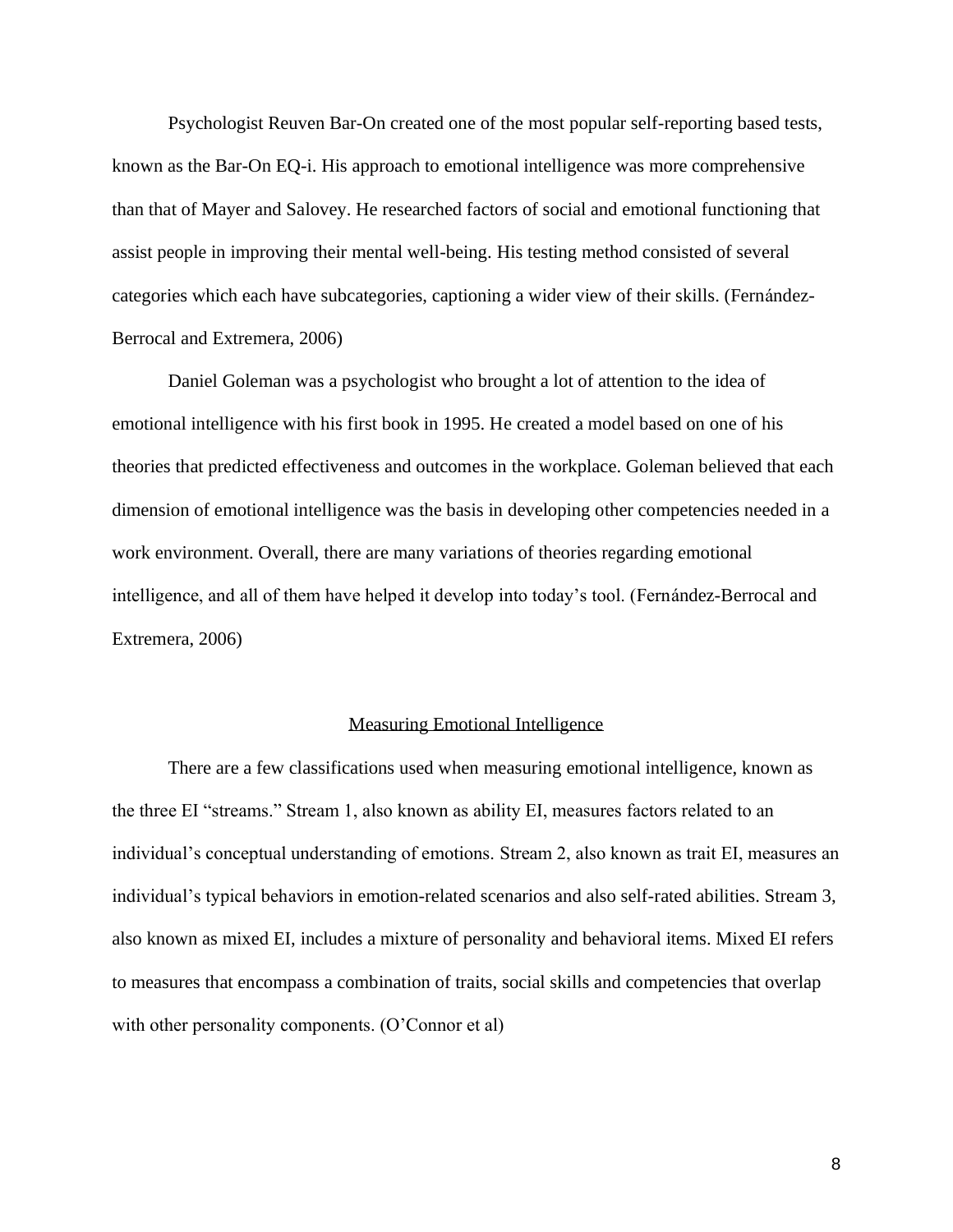Psychologist Reuven Bar-On created one of the most popular self-reporting based tests, known as the Bar-On EQ-i. His approach to emotional intelligence was more comprehensive than that of Mayer and Salovey. He researched factors of social and emotional functioning that assist people in improving their mental well-being. His testing method consisted of several categories which each have subcategories, captioning a wider view of their skills. (Fernández-Berrocal and Extremera, 2006)

Daniel Goleman was a psychologist who brought a lot of attention to the idea of emotional intelligence with his first book in 1995. He created a model based on one of his theories that predicted effectiveness and outcomes in the workplace. Goleman believed that each dimension of emotional intelligence was the basis in developing other competencies needed in a work environment. Overall, there are many variations of theories regarding emotional intelligence, and all of them have helped it develop into today's tool. (Fernández-Berrocal and Extremera, 2006)

## Measuring Emotional Intelligence

There are a few classifications used when measuring emotional intelligence, known as the three EI "streams." Stream 1, also known as ability EI, measures factors related to an individual's conceptual understanding of emotions. Stream 2, also known as trait EI, measures an individual's typical behaviors in emotion-related scenarios and also self-rated abilities. Stream 3, also known as mixed EI, includes a mixture of personality and behavioral items. Mixed EI refers to measures that encompass a combination of traits, social skills and competencies that overlap with other personality components. (O'Connor et al)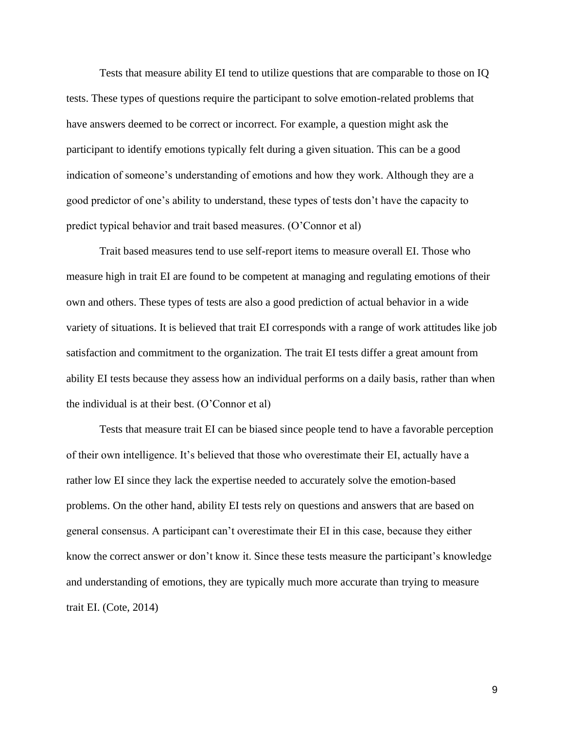Tests that measure ability EI tend to utilize questions that are comparable to those on IQ tests. These types of questions require the participant to solve emotion-related problems that have answers deemed to be correct or incorrect. For example, a question might ask the participant to identify emotions typically felt during a given situation. This can be a good indication of someone's understanding of emotions and how they work. Although they are a good predictor of one's ability to understand, these types of tests don't have the capacity to predict typical behavior and trait based measures. (O'Connor et al)

Trait based measures tend to use self-report items to measure overall EI. Those who measure high in trait EI are found to be competent at managing and regulating emotions of their own and others. These types of tests are also a good prediction of actual behavior in a wide variety of situations. It is believed that trait EI corresponds with a range of work attitudes like job satisfaction and commitment to the organization. The trait EI tests differ a great amount from ability EI tests because they assess how an individual performs on a daily basis, rather than when the individual is at their best. (O'Connor et al)

Tests that measure trait EI can be biased since people tend to have a favorable perception of their own intelligence. It's believed that those who overestimate their EI, actually have a rather low EI since they lack the expertise needed to accurately solve the emotion-based problems. On the other hand, ability EI tests rely on questions and answers that are based on general consensus. A participant can't overestimate their EI in this case, because they either know the correct answer or don't know it. Since these tests measure the participant's knowledge and understanding of emotions, they are typically much more accurate than trying to measure trait EI. (Cote, 2014)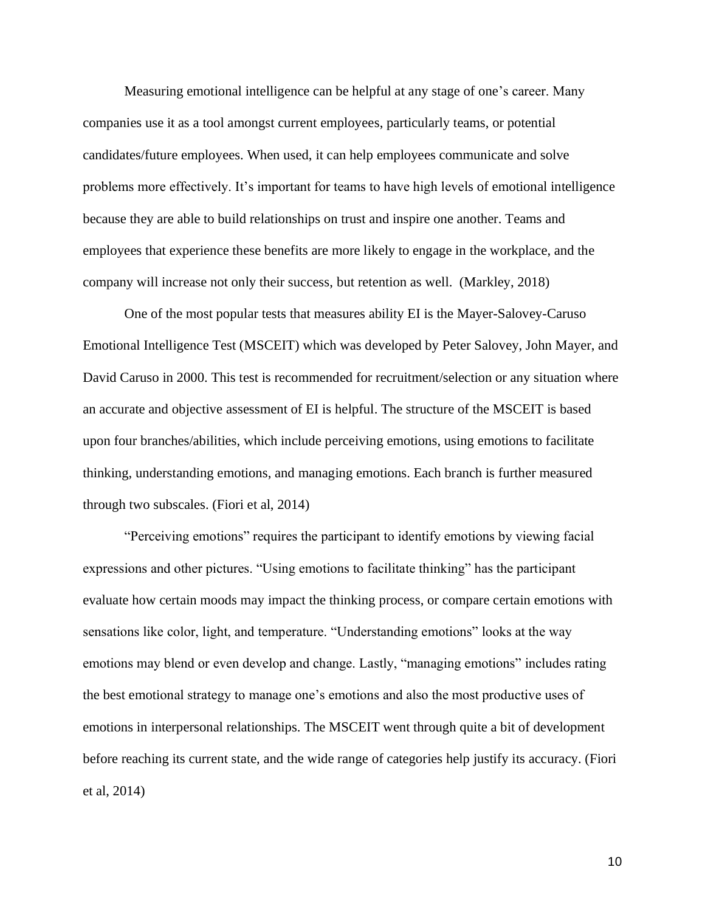Measuring emotional intelligence can be helpful at any stage of one's career. Many companies use it as a tool amongst current employees, particularly teams, or potential candidates/future employees. When used, it can help employees communicate and solve problems more effectively. It's important for teams to have high levels of emotional intelligence because they are able to build relationships on trust and inspire one another. Teams and employees that experience these benefits are more likely to engage in the workplace, and the company will increase not only their success, but retention as well.  (Markley, 2018)

One of the most popular tests that measures ability EI is the Mayer-Salovey-Caruso Emotional Intelligence Test (MSCEIT) which was developed by Peter Salovey, John Mayer, and David Caruso in 2000. This test is recommended for recruitment/selection or any situation where an accurate and objective assessment of EI is helpful. The structure of the MSCEIT is based upon four branches/abilities, which include perceiving emotions, using emotions to facilitate thinking, understanding emotions, and managing emotions. Each branch is further measured through two subscales. (Fiori et al, 2014)

"Perceiving emotions" requires the participant to identify emotions by viewing facial expressions and other pictures. "Using emotions to facilitate thinking" has the participant evaluate how certain moods may impact the thinking process, or compare certain emotions with sensations like color, light, and temperature. "Understanding emotions" looks at the way emotions may blend or even develop and change. Lastly, "managing emotions" includes rating the best emotional strategy to manage one's emotions and also the most productive uses of emotions in interpersonal relationships. The MSCEIT went through quite a bit of development before reaching its current state, and the wide range of categories help justify its accuracy. (Fiori et al, 2014)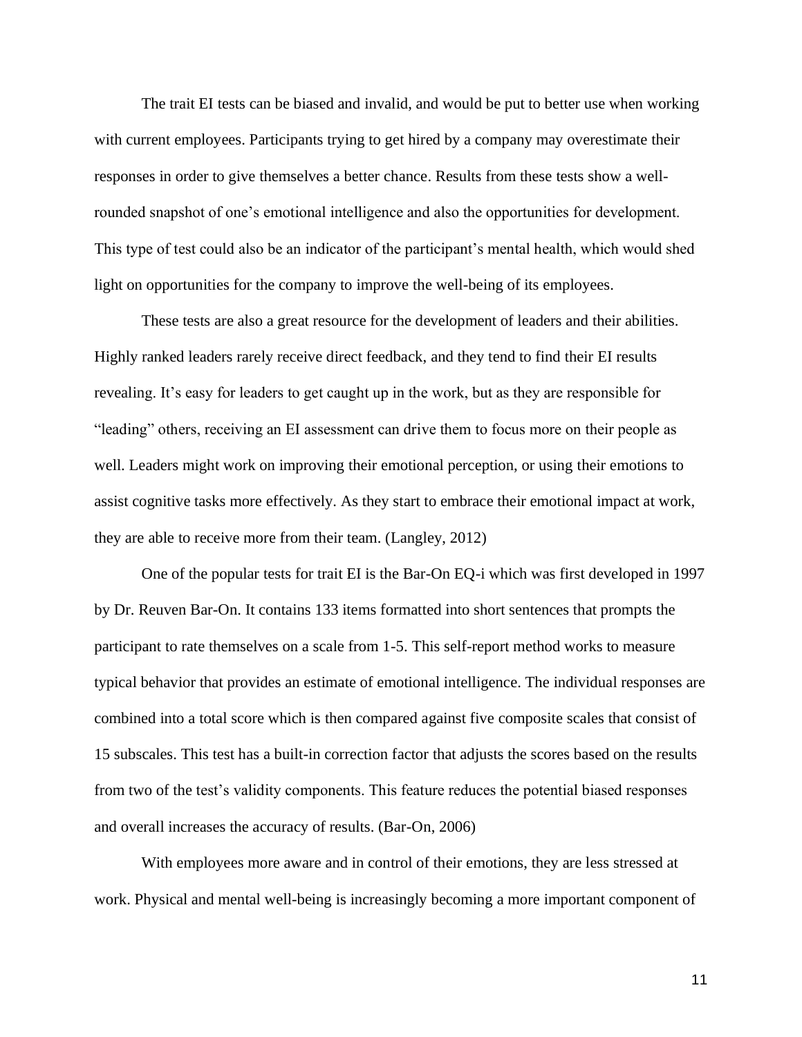The trait EI tests can be biased and invalid, and would be put to better use when working with current employees. Participants trying to get hired by a company may overestimate their responses in order to give themselves a better chance. Results from these tests show a well-rounded snapshot of one's emotional intelligence and also the opportunities for development. This type of test could also be an indicator of the participant's mental health, which would shed light on opportunities for the company to improve the well-being of its employees.

These tests are also a great resource for the development of leaders and their abilities. Highly ranked leaders rarely receive direct feedback, and they tend to find their EI results revealing. It's easy for leaders to get caught up in the work, but as they are responsible for "leading" others, receiving an EI assessment can drive them to focus more on their people as well. Leaders might work on improving their emotional perception, or using their emotions to assist cognitive tasks more effectively. As they start to embrace their emotional impact at work, they are able to receive more from their team. (Langley, 2012)

One of the popular tests for trait EI is the Bar-On EQ-i which was first developed in 1997 by Dr. Reuven Bar-On. It contains 133 items formatted into short sentences that prompts the participant to rate themselves on a scale from 1-5. This self-report method works to measure typical behavior that provides an estimate of emotional intelligence. The individual responses are combined into a total score which is then compared against five composite scales that consist of 15 subscales. This test has a built-in correction factor that adjusts the scores based on the results from two of the test's validity components. This feature reduces the potential biased responses and overall increases the accuracy of results. (Bar-On, 2006)

With employees more aware and in control of their emotions, they are less stressed at work. Physical and mental well-being is increasingly becoming a more important component of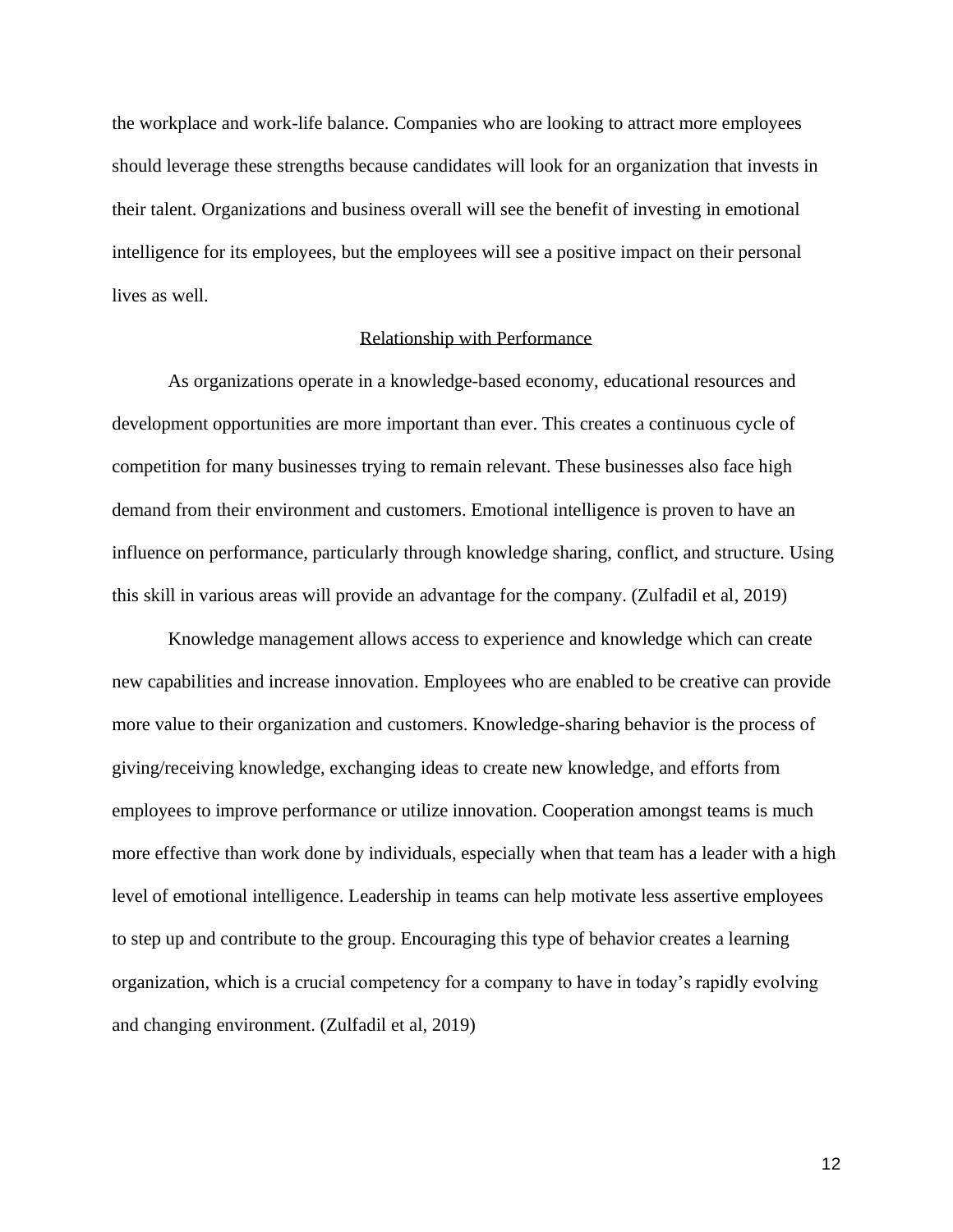the workplace and work-life balance. Companies who are looking to attract more employees should leverage these strengths because candidates will look for an organization that invests in their talent. Organizations and business overall will see the benefit of investing in emotional intelligence for its employees, but the employees will see a positive impact on their personal lives as well.

## Relationship with Performance

As organizations operate in a knowledge-based economy, educational resources and development opportunities are more important than ever. This creates a continuous cycle of competition for many businesses trying to remain relevant. These businesses also face high demand from their environment and customers. Emotional intelligence is proven to have an influence on performance, particularly through knowledge sharing, conflict, and structure. Using this skill in various areas will provide an advantage for the company. (Zulfadil et al, 2019)

Knowledge management allows access to experience and knowledge which can create new capabilities and increase innovation. Employees who are enabled to be creative can provide more value to their organization and customers. Knowledge-sharing behavior is the process of giving/receiving knowledge, exchanging ideas to create new knowledge, and efforts from employees to improve performance or utilize innovation. Cooperation amongst teams is much more effective than work done by individuals, especially when that team has a leader with a high level of emotional intelligence. Leadership in teams can help motivate less assertive employees to step up and contribute to the group. Encouraging this type of behavior creates a learning organization, which is a crucial competency for a company to have in today's rapidly evolving and changing environment. (Zulfadil et al, 2019)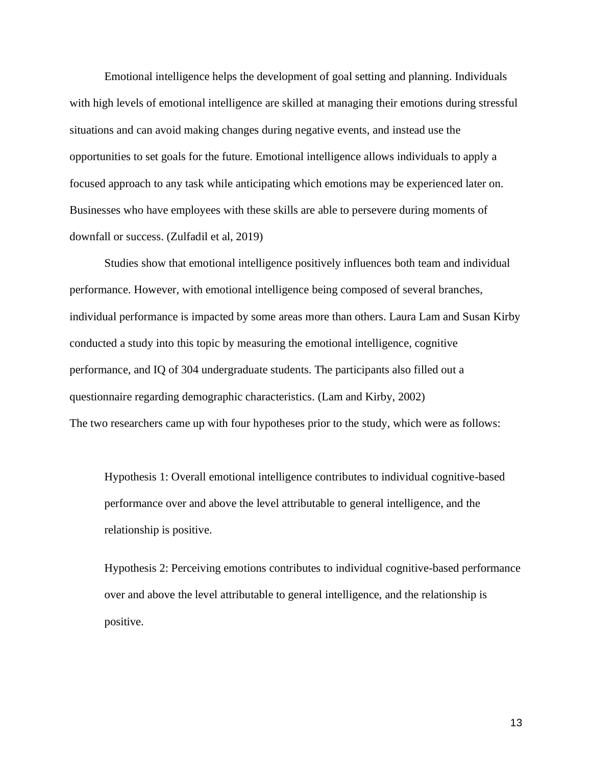Emotional intelligence helps the development of goal setting and planning. Individuals with high levels of emotional intelligence are skilled at managing their emotions during stressful situations and can avoid making changes during negative events, and instead use the opportunities to set goals for the future. Emotional intelligence allows individuals to apply a focused approach to any task while anticipating which emotions may be experienced later on. Businesses who have employees with these skills are able to persevere during moments of downfall or success. (Zulfadil et al, 2019)

Studies show that emotional intelligence positively influences both team and individual performance. However, with emotional intelligence being composed of several branches, individual performance is impacted by some areas more than others. Laura Lam and Susan Kirby conducted a study into this topic by measuring the emotional intelligence, cognitive performance, and IQ of 304 undergraduate students. The participants also filled out a questionnaire regarding demographic characteristics. (Lam and Kirby, 2002)

The two researchers came up with four hypotheses prior to the study, which were as follows:

> Hypothesis 1: Overall emotional intelligence contributes to individual cognitive-based performance over and above the level attributable to general intelligence, and the relationship is positive.
>
> Hypothesis 2: Perceiving emotions contributes to individual cognitive-based performance over and above the level attributable to general intelligence, and the relationship is positive.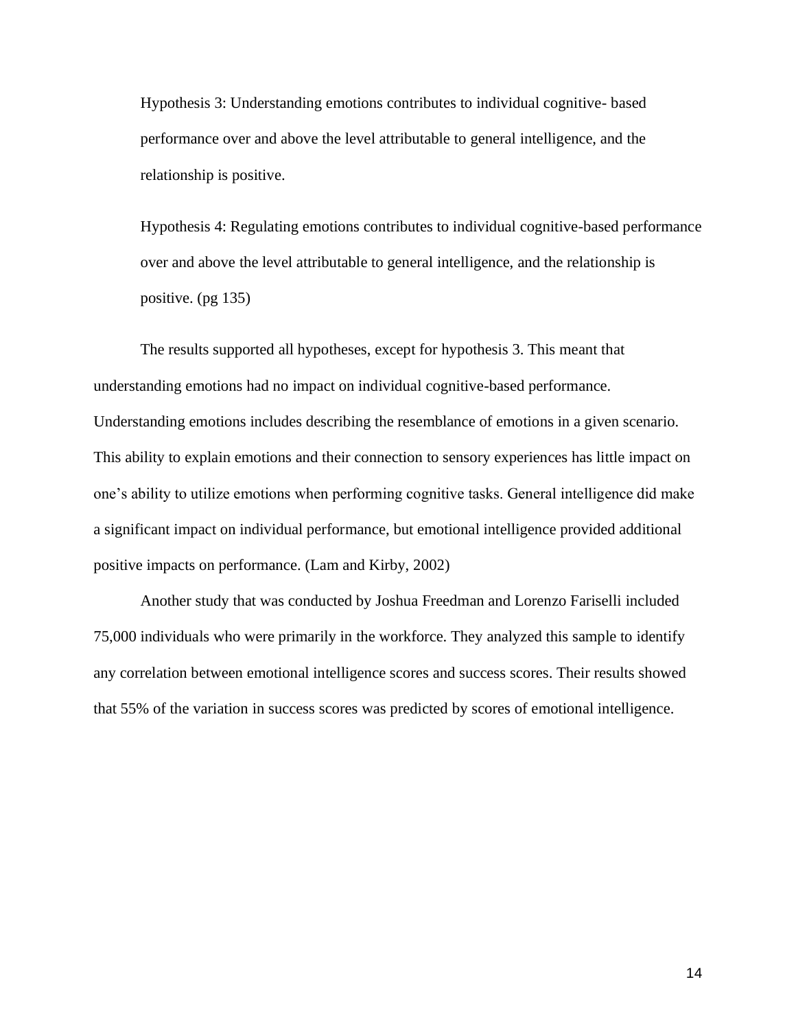Hypothesis 3: Understanding emotions contributes to individual cognitive- based performance over and above the level attributable to general intelligence, and the relationship is positive.

Hypothesis 4: Regulating emotions contributes to individual cognitive-based performance over and above the level attributable to general intelligence, and the relationship is positive. (pg 135)

The results supported all hypotheses, except for hypothesis 3. This meant that understanding emotions had no impact on individual cognitive-based performance. Understanding emotions includes describing the resemblance of emotions in a given scenario. This ability to explain emotions and their connection to sensory experiences has little impact on one's ability to utilize emotions when performing cognitive tasks. General intelligence did make a significant impact on individual performance, but emotional intelligence provided additional positive impacts on performance. (Lam and Kirby, 2002)

Another study that was conducted by Joshua Freedman and Lorenzo Fariselli included 75,000 individuals who were primarily in the workforce. They analyzed this sample to identify any correlation between emotional intelligence scores and success scores. Their results showed that 55% of the variation in success scores was predicted by scores of emotional intelligence.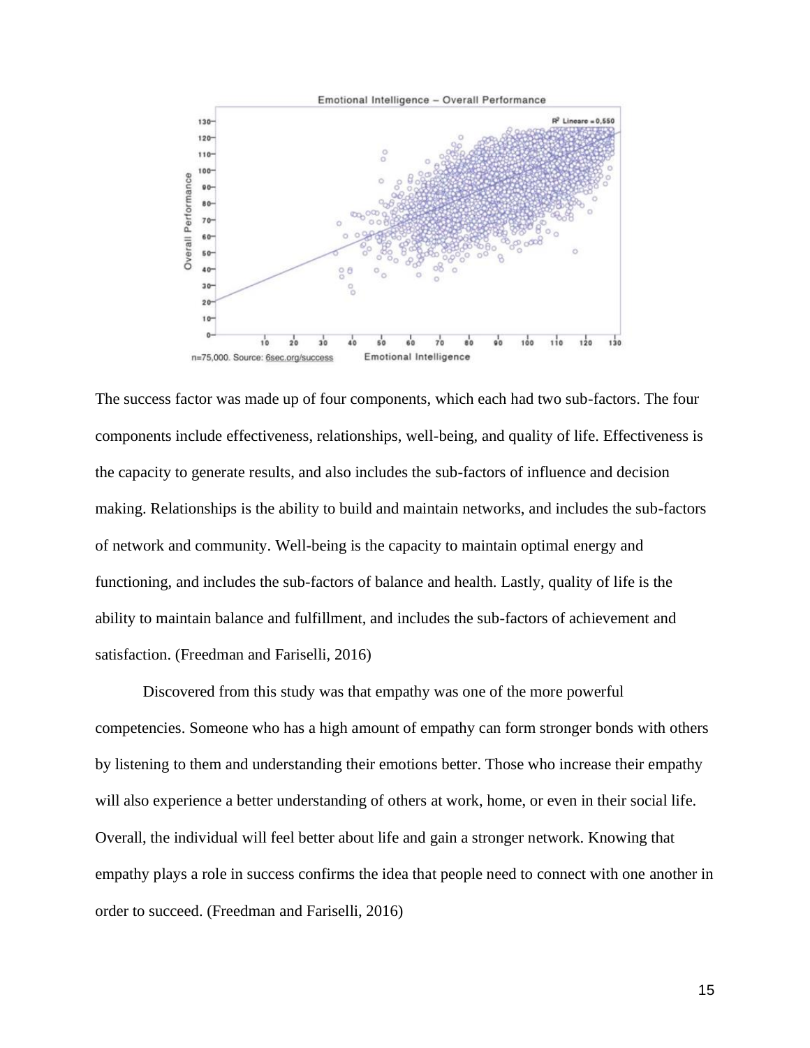The success factor was made up of four components, which each had two sub-factors. The four components include effectiveness, relationships, well-being, and quality of life. Effectiveness is the capacity to generate results, and also includes the sub-factors of influence and decision making. Relationships is the ability to build and maintain networks, and includes the sub-factors of network and community. Well-being is the capacity to maintain optimal energy and functioning, and includes the sub-factors of balance and health. Lastly, quality of life is the ability to maintain balance and fulfillment, and includes the sub-factors of achievement and satisfaction. (Freedman and Fariselli, 2016)

Discovered from this study was that empathy was one of the more powerful competencies. Someone who has a high amount of empathy can form stronger bonds with others by listening to them and understanding their emotions better. Those who increase their empathy will also experience a better understanding of others at work, home, or even in their social life. Overall, the individual will feel better about life and gain a stronger network. Knowing that empathy plays a role in success confirms the idea that people need to connect with one another in order to succeed. (Freedman and Fariselli, 2016)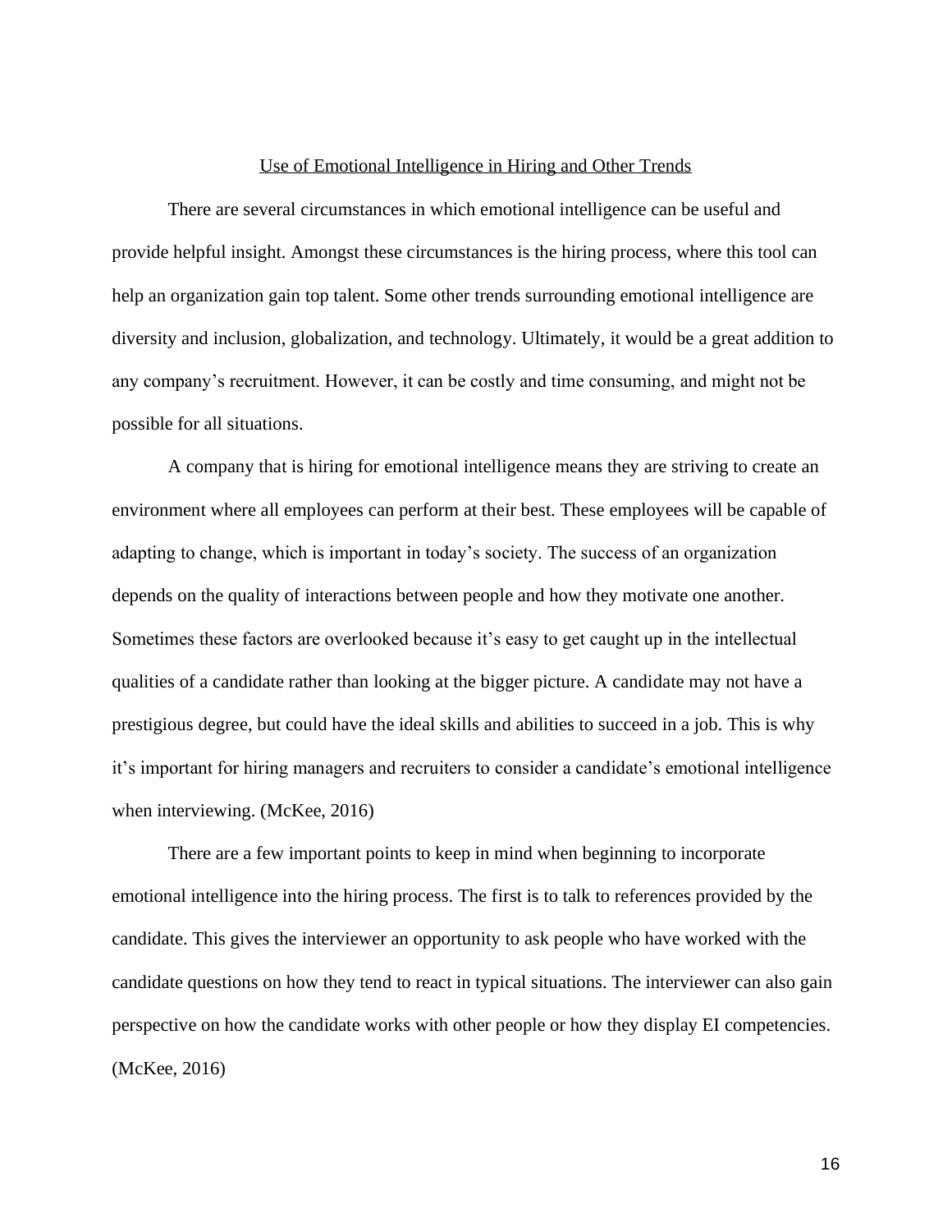## Use of Emotional Intelligence in Hiring and Other Trends

There are several circumstances in which emotional intelligence can be useful and provide helpful insight. Amongst these circumstances is the hiring process, where this tool can help an organization gain top talent. Some other trends surrounding emotional intelligence are diversity and inclusion, globalization, and technology. Ultimately, it would be a great addition to any company's recruitment. However, it can be costly and time consuming, and might not be possible for all situations.

A company that is hiring for emotional intelligence means they are striving to create an environment where all employees can perform at their best. These employees will be capable of adapting to change, which is important in today's society. The success of an organization depends on the quality of interactions between people and how they motivate one another. Sometimes these factors are overlooked because it's easy to get caught up in the intellectual qualities of a candidate rather than looking at the bigger picture. A candidate may not have a prestigious degree, but could have the ideal skills and abilities to succeed in a job. This is why it's important for hiring managers and recruiters to consider a candidate's emotional intelligence when interviewing. (McKee, 2016)

There are a few important points to keep in mind when beginning to incorporate emotional intelligence into the hiring process. The first is to talk to references provided by the candidate. This gives the interviewer an opportunity to ask people who have worked with the candidate questions on how they tend to react in typical situations. The interviewer can also gain perspective on how the candidate works with other people or how they display EI competencies. (McKee, 2016)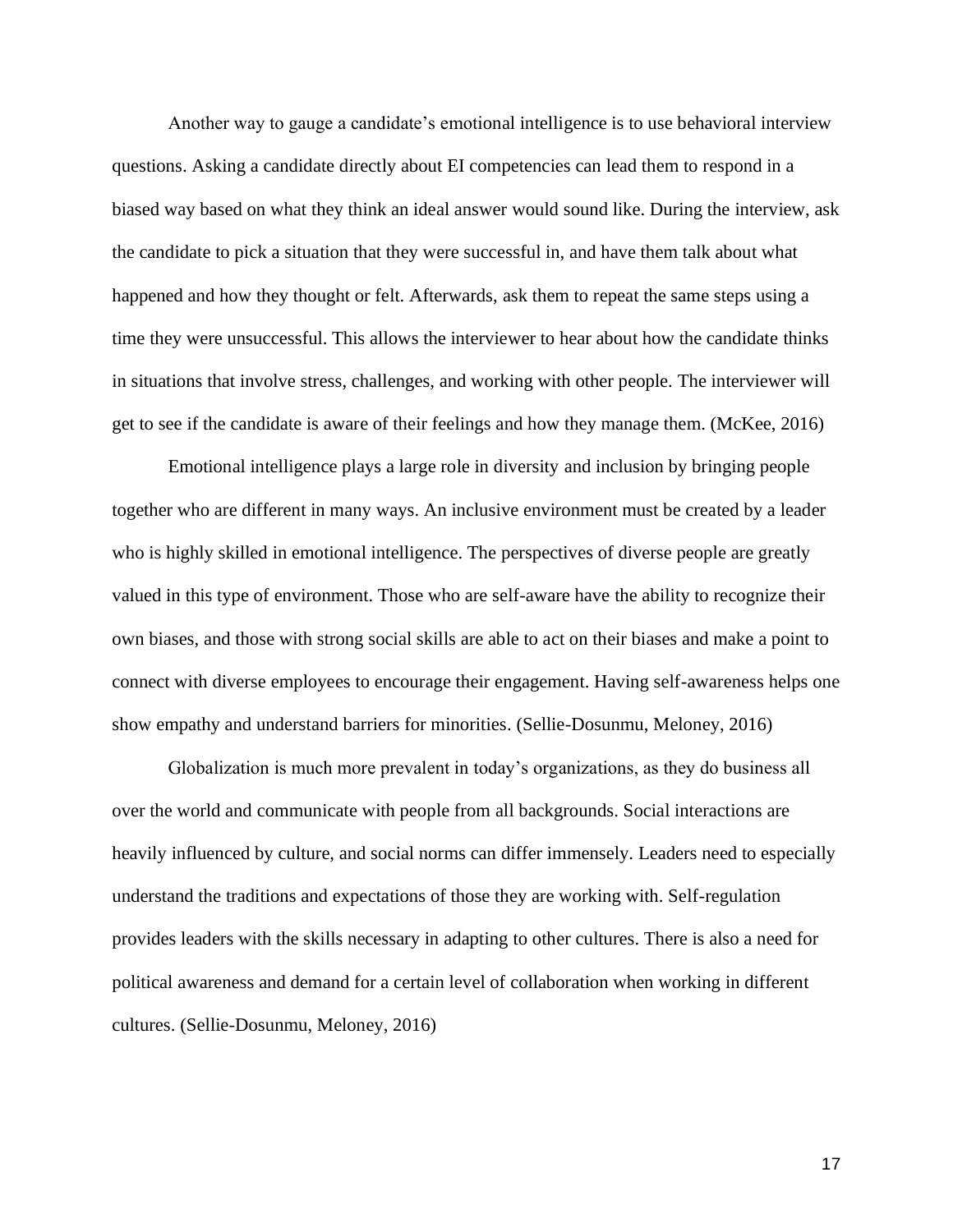Another way to gauge a candidate's emotional intelligence is to use behavioral interview questions. Asking a candidate directly about EI competencies can lead them to respond in a biased way based on what they think an ideal answer would sound like. During the interview, ask the candidate to pick a situation that they were successful in, and have them talk about what happened and how they thought or felt. Afterwards, ask them to repeat the same steps using a time they were unsuccessful. This allows the interviewer to hear about how the candidate thinks in situations that involve stress, challenges, and working with other people. The interviewer will get to see if the candidate is aware of their feelings and how they manage them. (McKee, 2016)

Emotional intelligence plays a large role in diversity and inclusion by bringing people together who are different in many ways. An inclusive environment must be created by a leader who is highly skilled in emotional intelligence. The perspectives of diverse people are greatly valued in this type of environment. Those who are self-aware have the ability to recognize their own biases, and those with strong social skills are able to act on their biases and make a point to connect with diverse employees to encourage their engagement. Having self-awareness helps one show empathy and understand barriers for minorities. (Sellie-Dosunmu, Meloney, 2016)

Globalization is much more prevalent in today's organizations, as they do business all over the world and communicate with people from all backgrounds. Social interactions are heavily influenced by culture, and social norms can differ immensely. Leaders need to especially understand the traditions and expectations of those they are working with. Self-regulation provides leaders with the skills necessary in adapting to other cultures. There is also a need for political awareness and demand for a certain level of collaboration when working in different cultures. (Sellie-Dosunmu, Meloney, 2016)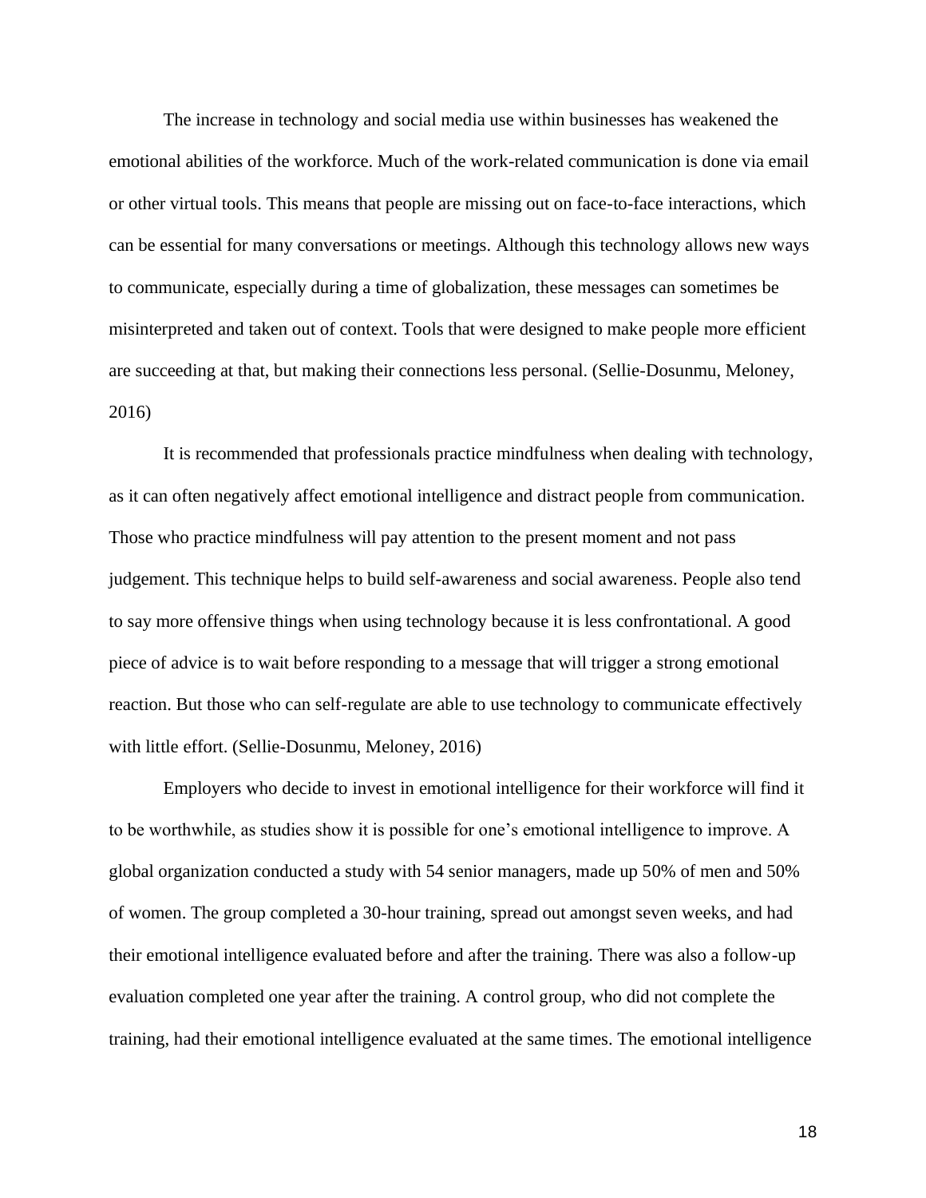The increase in technology and social media use within businesses has weakened the emotional abilities of the workforce. Much of the work-related communication is done via email or other virtual tools. This means that people are missing out on face-to-face interactions, which can be essential for many conversations or meetings. Although this technology allows new ways to communicate, especially during a time of globalization, these messages can sometimes be misinterpreted and taken out of context. Tools that were designed to make people more efficient are succeeding at that, but making their connections less personal. (Sellie-Dosunmu, Meloney, 2016)

It is recommended that professionals practice mindfulness when dealing with technology, as it can often negatively affect emotional intelligence and distract people from communication. Those who practice mindfulness will pay attention to the present moment and not pass judgement. This technique helps to build self-awareness and social awareness. People also tend to say more offensive things when using technology because it is less confrontational. A good piece of advice is to wait before responding to a message that will trigger a strong emotional reaction. But those who can self-regulate are able to use technology to communicate effectively with little effort. (Sellie-Dosunmu, Meloney, 2016)

Employers who decide to invest in emotional intelligence for their workforce will find it to be worthwhile, as studies show it is possible for one's emotional intelligence to improve. A global organization conducted a study with 54 senior managers, made up 50% of men and 50% of women. The group completed a 30-hour training, spread out amongst seven weeks, and had their emotional intelligence evaluated before and after the training. There was also a follow-up evaluation completed one year after the training. A control group, who did not complete the training, had their emotional intelligence evaluated at the same times. The emotional intelligence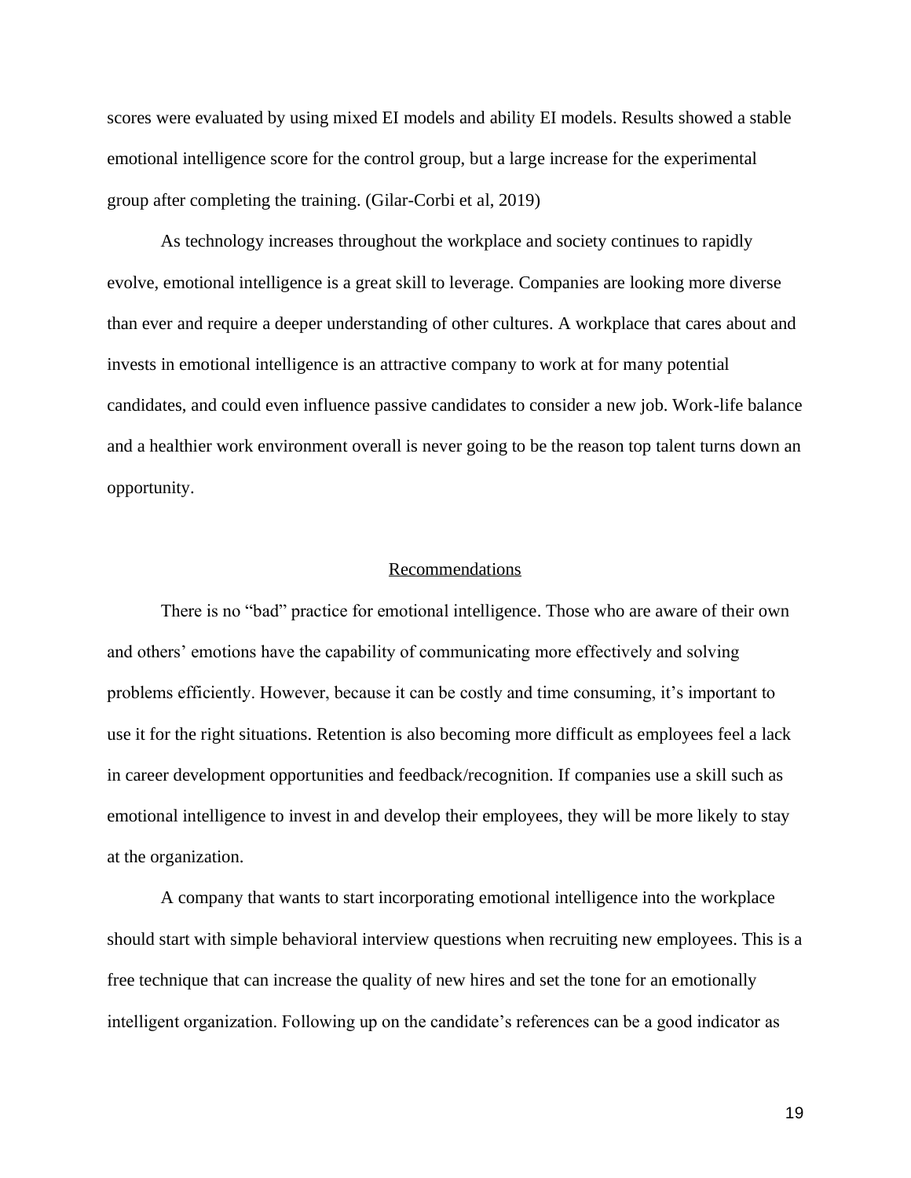scores were evaluated by using mixed EI models and ability EI models. Results showed a stable emotional intelligence score for the control group, but a large increase for the experimental group after completing the training. (Gilar-Corbi et al, 2019)

As technology increases throughout the workplace and society continues to rapidly evolve, emotional intelligence is a great skill to leverage. Companies are looking more diverse than ever and require a deeper understanding of other cultures. A workplace that cares about and invests in emotional intelligence is an attractive company to work at for many potential candidates, and could even influence passive candidates to consider a new job. Work-life balance and a healthier work environment overall is never going to be the reason top talent turns down an opportunity.

## Recommendations

There is no "bad" practice for emotional intelligence. Those who are aware of their own and others' emotions have the capability of communicating more effectively and solving problems efficiently. However, because it can be costly and time consuming, it's important to use it for the right situations. Retention is also becoming more difficult as employees feel a lack in career development opportunities and feedback/recognition. If companies use a skill such as emotional intelligence to invest in and develop their employees, they will be more likely to stay at the organization.

A company that wants to start incorporating emotional intelligence into the workplace should start with simple behavioral interview questions when recruiting new employees. This is a free technique that can increase the quality of new hires and set the tone for an emotionally intelligent organization. Following up on the candidate's references can be a good indicator as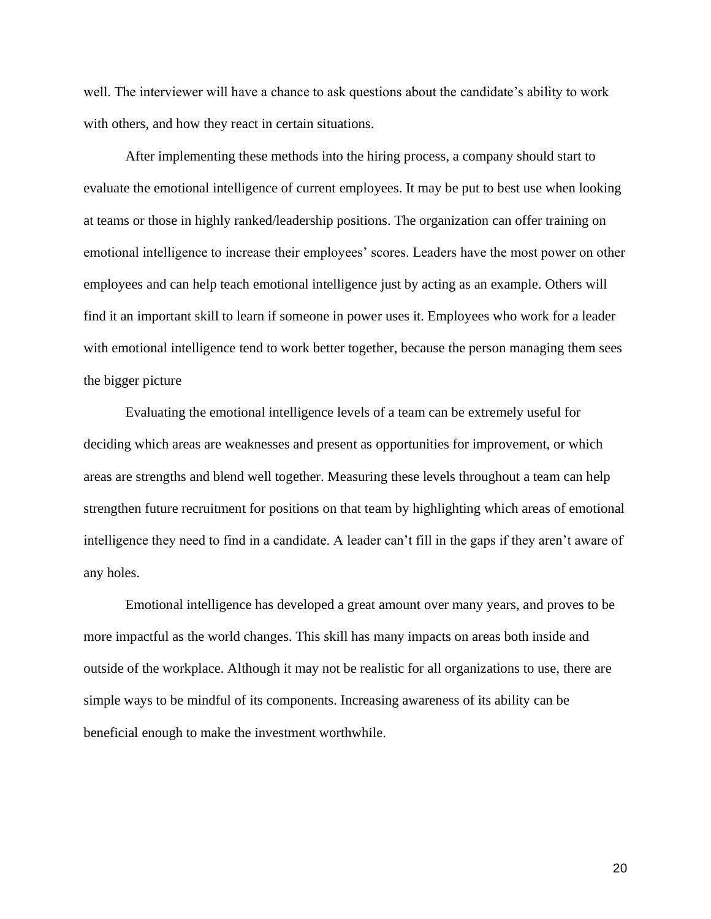well. The interviewer will have a chance to ask questions about the candidate's ability to work with others, and how they react in certain situations.

After implementing these methods into the hiring process, a company should start to evaluate the emotional intelligence of current employees. It may be put to best use when looking at teams or those in highly ranked/leadership positions. The organization can offer training on emotional intelligence to increase their employees' scores. Leaders have the most power on other employees and can help teach emotional intelligence just by acting as an example. Others will find it an important skill to learn if someone in power uses it. Employees who work for a leader with emotional intelligence tend to work better together, because the person managing them sees the bigger picture

Evaluating the emotional intelligence levels of a team can be extremely useful for deciding which areas are weaknesses and present as opportunities for improvement, or which areas are strengths and blend well together. Measuring these levels throughout a team can help strengthen future recruitment for positions on that team by highlighting which areas of emotional intelligence they need to find in a candidate. A leader can't fill in the gaps if they aren't aware of any holes.

Emotional intelligence has developed a great amount over many years, and proves to be more impactful as the world changes. This skill has many impacts on areas both inside and outside of the workplace. Although it may not be realistic for all organizations to use, there are simple ways to be mindful of its components. Increasing awareness of its ability can be beneficial enough to make the investment worthwhile.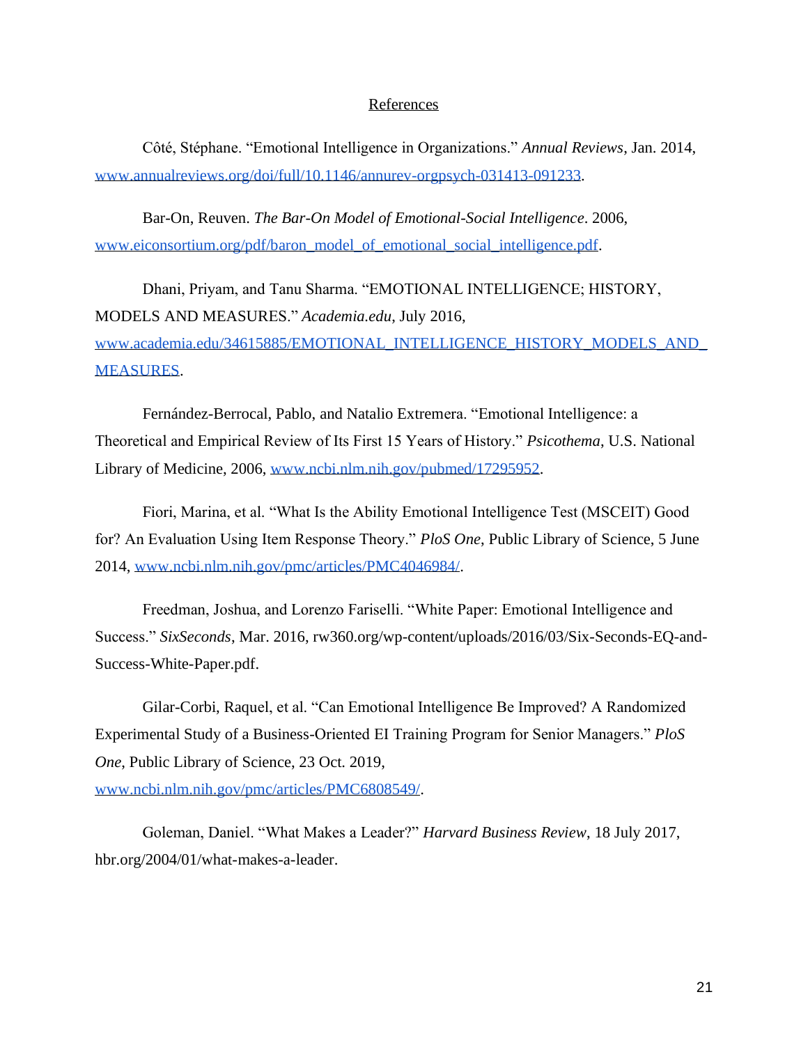## References

Côté, Stéphane. "Emotional Intelligence in Organizations." *Annual Reviews*, Jan. 2014, www.annualreviews.org/doi/full/10.1146/annurev-orgpsych-031413-091233.

Bar-On, Reuven. *The Bar-On Model of Emotional-Social Intelligence*. 2006, www.eiconsortium.org/pdf/baron_model_of_emotional_social_intelligence.pdf.

Dhani, Priyam, and Tanu Sharma. "EMOTIONAL INTELLIGENCE; HISTORY, MODELS AND MEASURES." *Academia.edu*, July 2016, www.academia.edu/34615885/EMOTIONAL_INTELLIGENCE_HISTORY_MODELS_AND_MEASURES.

Fernández-Berrocal, Pablo, and Natalio Extremera. "Emotional Intelligence: a Theoretical and Empirical Review of Its First 15 Years of History." *Psicothema*, U.S. National Library of Medicine, 2006, www.ncbi.nlm.nih.gov/pubmed/17295952.

Fiori, Marina, et al. "What Is the Ability Emotional Intelligence Test (MSCEIT) Good for? An Evaluation Using Item Response Theory." *PloS One*, Public Library of Science, 5 June 2014, www.ncbi.nlm.nih.gov/pmc/articles/PMC4046984/.

Freedman, Joshua, and Lorenzo Fariselli. "White Paper: Emotional Intelligence and Success." *SixSeconds*, Mar. 2016, rw360.org/wp-content/uploads/2016/03/Six-Seconds-EQ-and-Success-White-Paper.pdf.

Gilar-Corbi, Raquel, et al. "Can Emotional Intelligence Be Improved? A Randomized Experimental Study of a Business-Oriented EI Training Program for Senior Managers." *PloS One*, Public Library of Science, 23 Oct. 2019, www.ncbi.nlm.nih.gov/pmc/articles/PMC6808549/.

Goleman, Daniel. "What Makes a Leader?" *Harvard Business Review*, 18 July 2017, hbr.org/2004/01/what-makes-a-leader.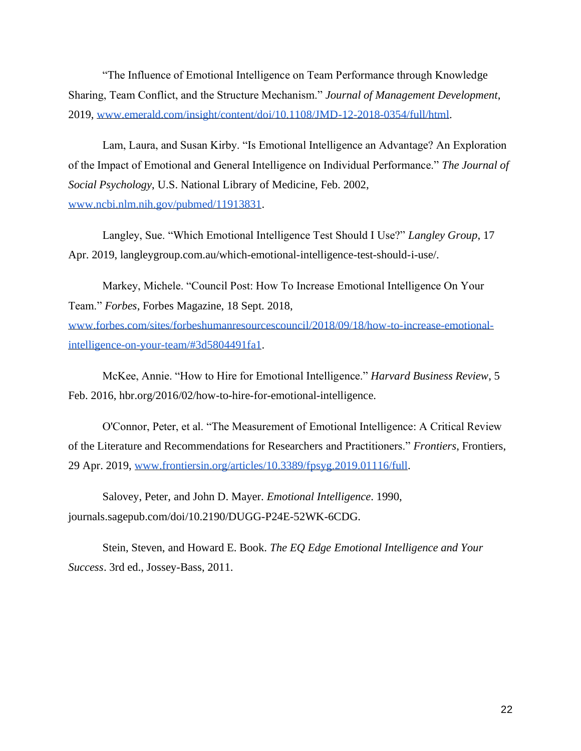"The Influence of Emotional Intelligence on Team Performance through Knowledge Sharing, Team Conflict, and the Structure Mechanism." *Journal of Management Development*, 2019, www.emerald.com/insight/content/doi/10.1108/JMD-12-2018-0354/full/html.

Lam, Laura, and Susan Kirby. "Is Emotional Intelligence an Advantage? An Exploration of the Impact of Emotional and General Intelligence on Individual Performance." *The Journal of Social Psychology*, U.S. National Library of Medicine, Feb. 2002, www.ncbi.nlm.nih.gov/pubmed/11913831.

Langley, Sue. "Which Emotional Intelligence Test Should I Use?" *Langley Group*, 17 Apr. 2019, langleygroup.com.au/which-emotional-intelligence-test-should-i-use/.

Markey, Michele. "Council Post: How To Increase Emotional Intelligence On Your Team." *Forbes*, Forbes Magazine, 18 Sept. 2018, www.forbes.com/sites/forbeshumanresourcescouncil/2018/09/18/how-to-increase-emotional-intelligence-on-your-team/#3d5804491fa1.

McKee, Annie. "How to Hire for Emotional Intelligence." *Harvard Business Review*, 5 Feb. 2016, hbr.org/2016/02/how-to-hire-for-emotional-intelligence.

O'Connor, Peter, et al. "The Measurement of Emotional Intelligence: A Critical Review of the Literature and Recommendations for Researchers and Practitioners." *Frontiers*, Frontiers, 29 Apr. 2019, www.frontiersin.org/articles/10.3389/fpsyg.2019.01116/full.

Salovey, Peter, and John D. Mayer. *Emotional Intelligence*. 1990, journals.sagepub.com/doi/10.2190/DUGG-P24E-52WK-6CDG.

Stein, Steven, and Howard E. Book. *The EQ Edge Emotional Intelligence and Your Success*. 3rd ed., Jossey-Bass, 2011.